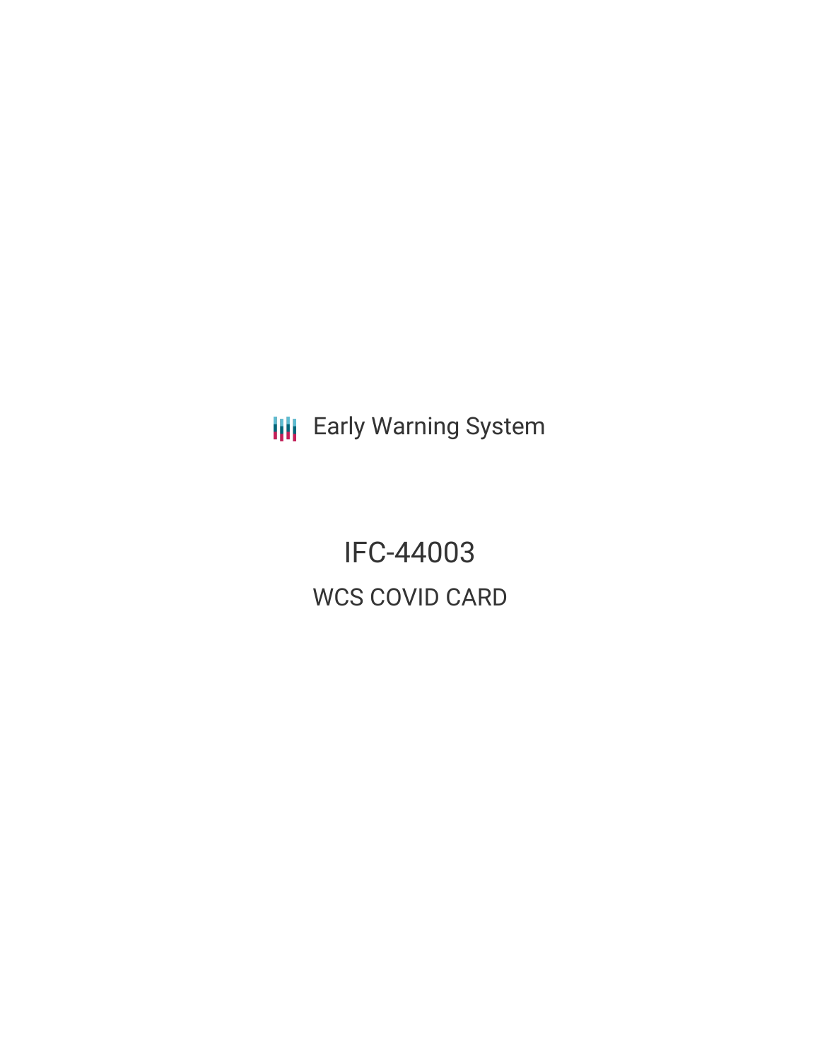Early Warning System

# IFC-44003

## WCS COVID CARD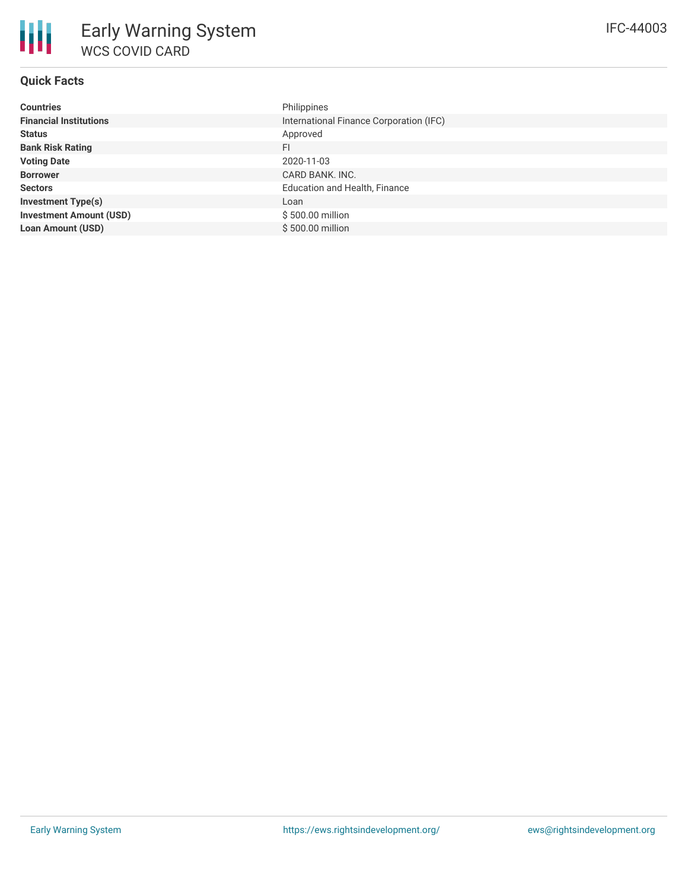# Early Warning System

## WCS COVID CARD

IFC-44003

### Quick Facts

| | |
|---|---|
| **Countries** | Philippines |
| **Financial Institutions** | International Finance Corporation (IFC) |
| **Status** | Approved |
| **Bank Risk Rating** | FI |
| **Voting Date** | 2020-11-03 |
| **Borrower** | CARD BANK. INC. |
| **Sectors** | Education and Health, Finance |
| **Investment Type(s)** | Loan |
| **Investment Amount (USD)** | $ 500.00 million |
| **Loan Amount (USD)** | $ 500.00 million |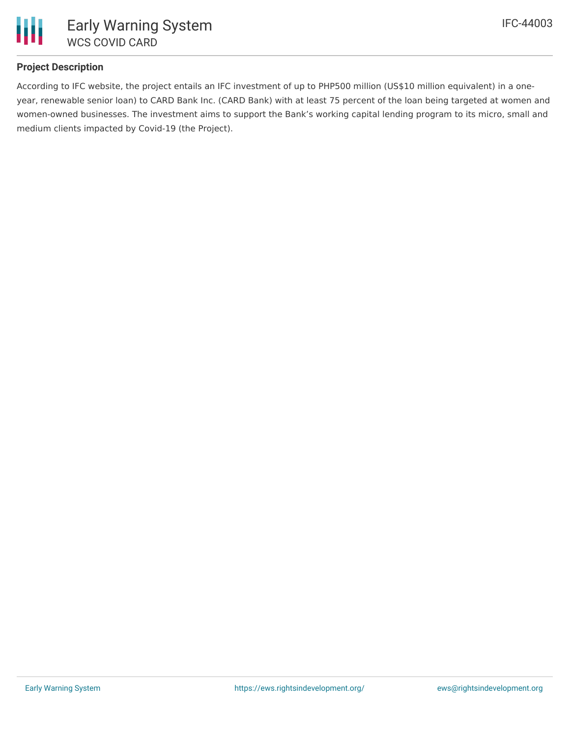**Project Description**

According to IFC website, the project entails an IFC investment of up to PHP500 million (US$10 million equivalent) in a one-year, renewable senior loan) to CARD Bank Inc. (CARD Bank) with at least 75 percent of the loan being targeted at women and women-owned businesses. The investment aims to support the Bank's working capital lending program to its micro, small and medium clients impacted by Covid-19 (the Project).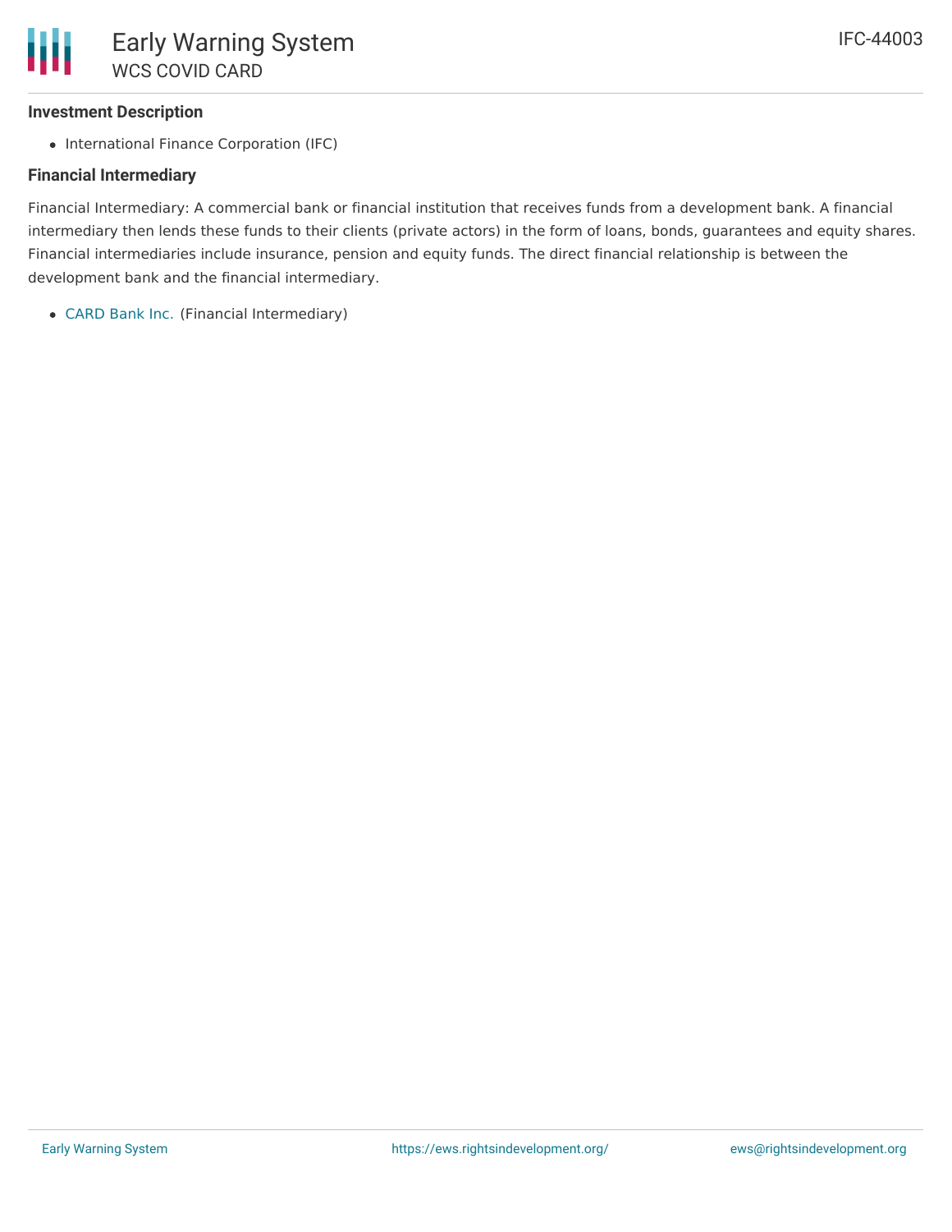### Investment Description

- International Finance Corporation (IFC)

### Financial Intermediary

Financial Intermediary: A commercial bank or financial institution that receives funds from a development bank. A financial intermediary then lends these funds to their clients (private actors) in the form of loans, bonds, guarantees and equity shares. Financial intermediaries include insurance, pension and equity funds. The direct financial relationship is between the development bank and the financial intermediary.

- CARD Bank Inc. (Financial Intermediary)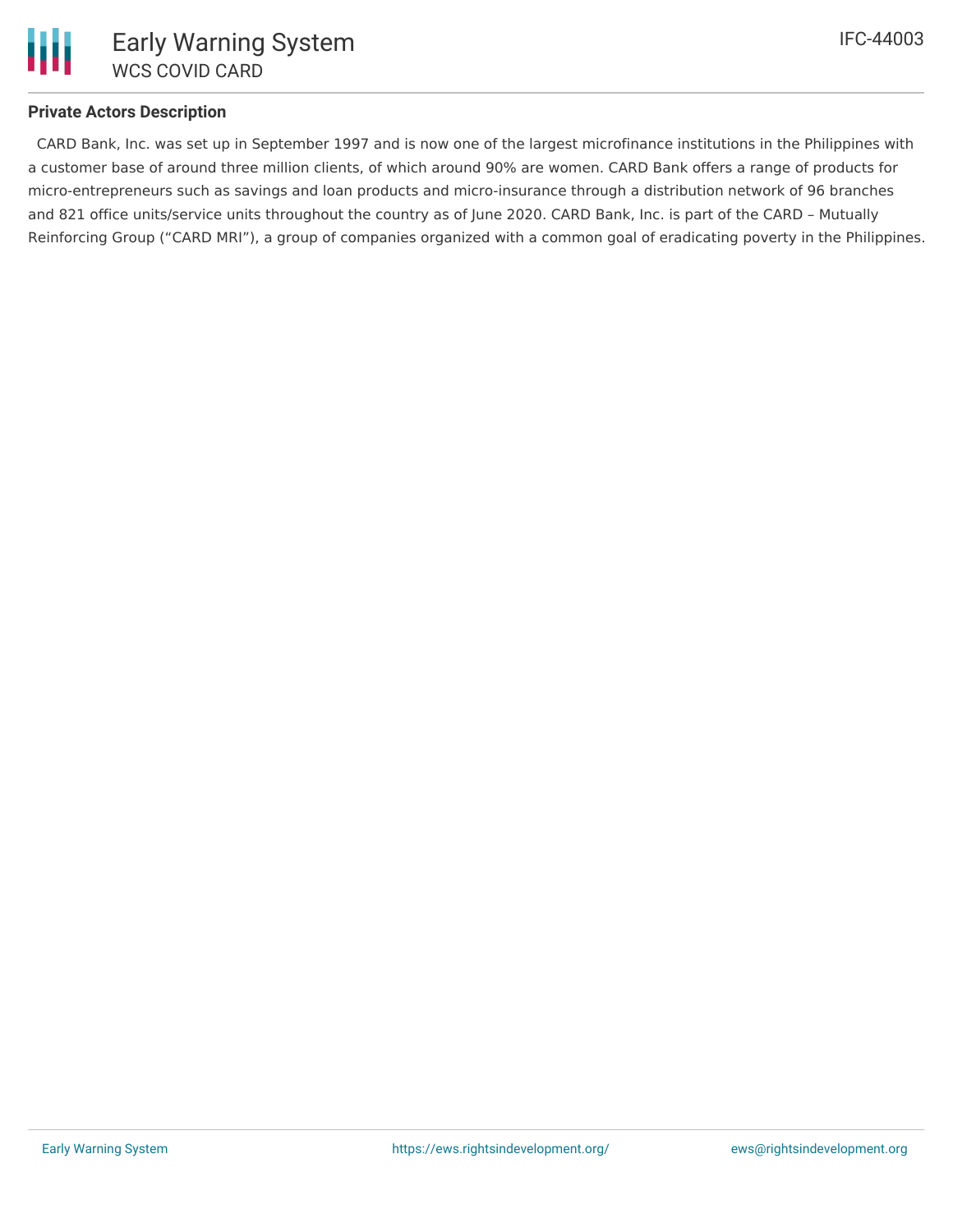**Private Actors Description**

CARD Bank, Inc. was set up in September 1997 and is now one of the largest microfinance institutions in the Philippines with a customer base of around three million clients, of which around 90% are women. CARD Bank offers a range of products for micro-entrepreneurs such as savings and loan products and micro-insurance through a distribution network of 96 branches and 821 office units/service units throughout the country as of June 2020. CARD Bank, Inc. is part of the CARD – Mutually Reinforcing Group ("CARD MRI"), a group of companies organized with a common goal of eradicating poverty in the Philippines.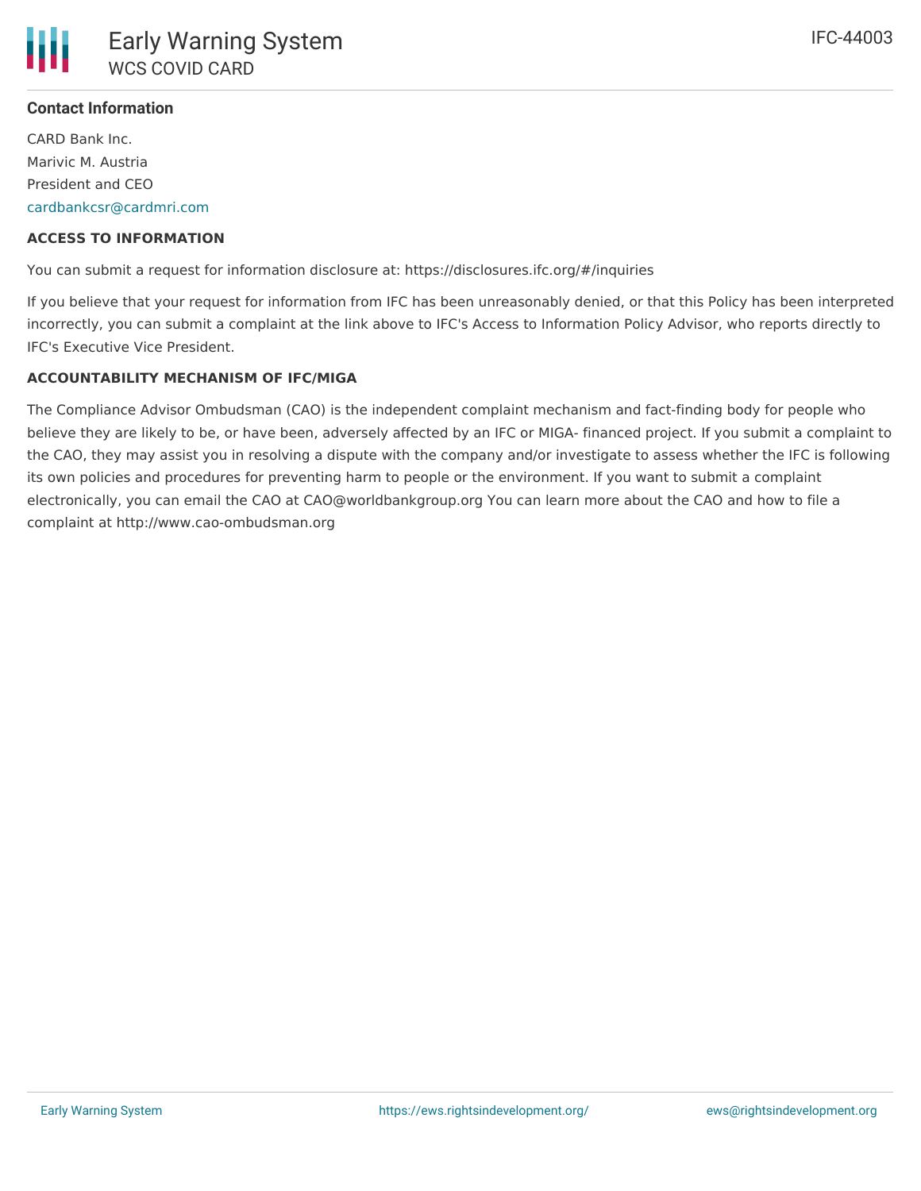### Contact Information

CARD Bank Inc.

Marivic M. Austria

President and CEO

cardbankcsr@cardmri.com

#### ACCESS TO INFORMATION

You can submit a request for information disclosure at: https://disclosures.ifc.org/#/inquiries

If you believe that your request for information from IFC has been unreasonably denied, or that this Policy has been interpreted incorrectly, you can submit a complaint at the link above to IFC's Access to Information Policy Advisor, who reports directly to IFC's Executive Vice President.

#### ACCOUNTABILITY MECHANISM OF IFC/MIGA

The Compliance Advisor Ombudsman (CAO) is the independent complaint mechanism and fact-finding body for people who believe they are likely to be, or have been, adversely affected by an IFC or MIGA- financed project. If you submit a complaint to the CAO, they may assist you in resolving a dispute with the company and/or investigate to assess whether the IFC is following its own policies and procedures for preventing harm to people or the environment. If you want to submit a complaint electronically, you can email the CAO at CAO@worldbankgroup.org You can learn more about the CAO and how to file a complaint at http://www.cao-ombudsman.org